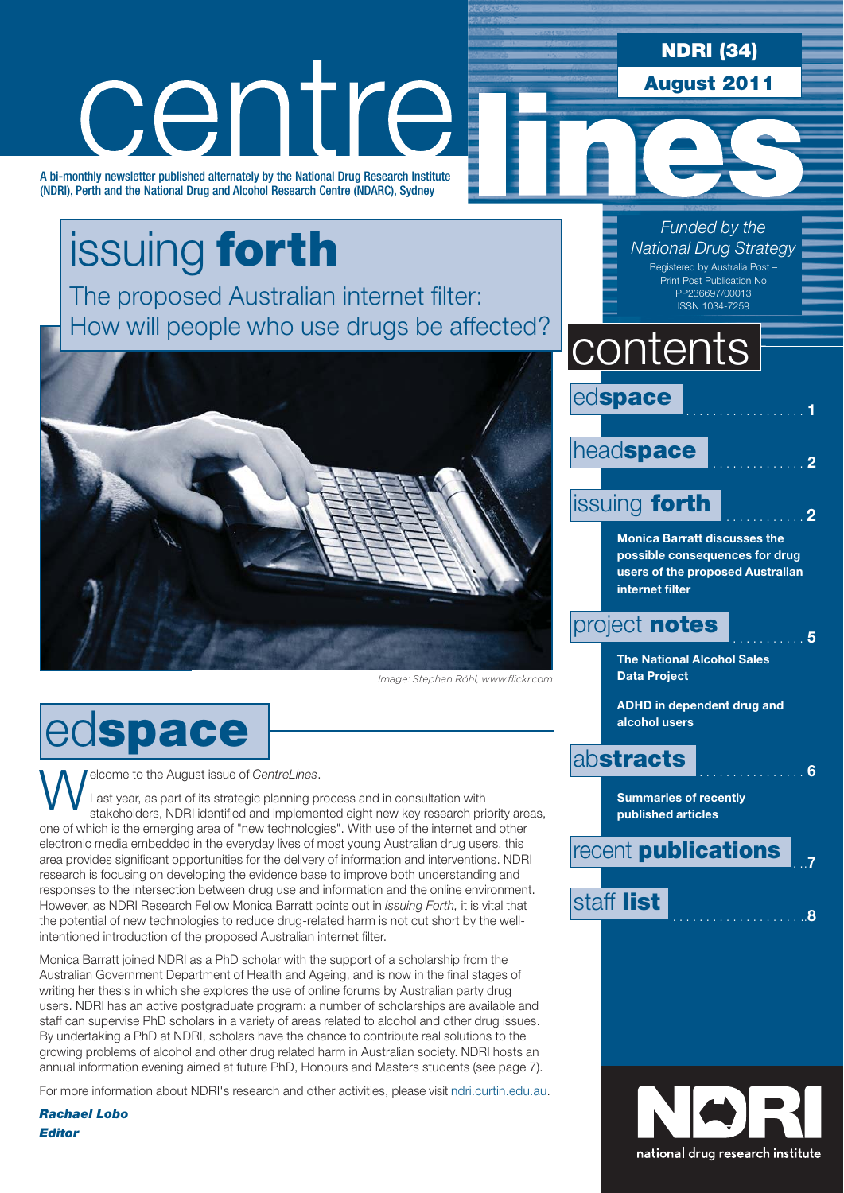# centre lines

**NDRI (34)**

**August 2011**

A bi-monthly newsletter published alternately by the National Drug Research Institute (NDRI), Perth and the National Drug and Alcohol Research Centre (NDARC), Sydney

*Funded by the National Drug Strategy*

Registered by Australia Post – Print Post Publication No PP236697/00013

ISSN 1034-7259

## issuing **forth**

The proposed Australian internet filter: How will people who use drugs be affected?

*Image: Stephan Röhl, www.flickr.com*

## contents

- ed**space** .......... 1
- head**space** .......... 2
- issuing **forth** .......... 2
  - **Monica Barratt discusses the possible consequences for drug users of the proposed Australian internet filter**
- project **notes** .......... 5
  - **The National Alcohol Sales Data Project**
  - **ADHD in dependent drug and alcohol users**
- ab**stracts** .......... 6
  - **Summaries of recently published articles**
- recent **publications** .......... 7
- staff **list** .......... 8

## ed**space**

Welcome to the August issue of *CentreLines*.

Last year, as part of its strategic planning process and in consultation with stakeholders, NDRI identified and implemented eight new key research priority areas, one of which is the emerging area of "new technologies". With use of the internet and other electronic media embedded in the everyday lives of most young Australian drug users, this area provides significant opportunities for the delivery of information and interventions. NDRI research is focusing on developing the evidence base to improve both understanding and responses to the intersection between drug use and information and the online environment. However, as NDRI Research Fellow Monica Barratt points out in *Issuing Forth,* it is vital that the potential of new technologies to reduce drug-related harm is not cut short by the well-intentioned introduction of the proposed Australian internet filter.

Monica Barratt joined NDRI as a PhD scholar with the support of a scholarship from the Australian Government Department of Health and Ageing, and is now in the final stages of writing her thesis in which she explores the use of online forums by Australian party drug users. NDRI has an active postgraduate program: a number of scholarships are available and staff can supervise PhD scholars in a variety of areas related to alcohol and other drug issues. By undertaking a PhD at NDRI, scholars have the chance to contribute real solutions to the growing problems of alcohol and other drug related harm in Australian society. NDRI hosts an annual information evening aimed at future PhD, Honours and Masters students (see page 7).

For more information about NDRI's research and other activities, please visit ndri.curtin.edu.au.

***Rachael Lobo***
***Editor***

NDRI national drug research institute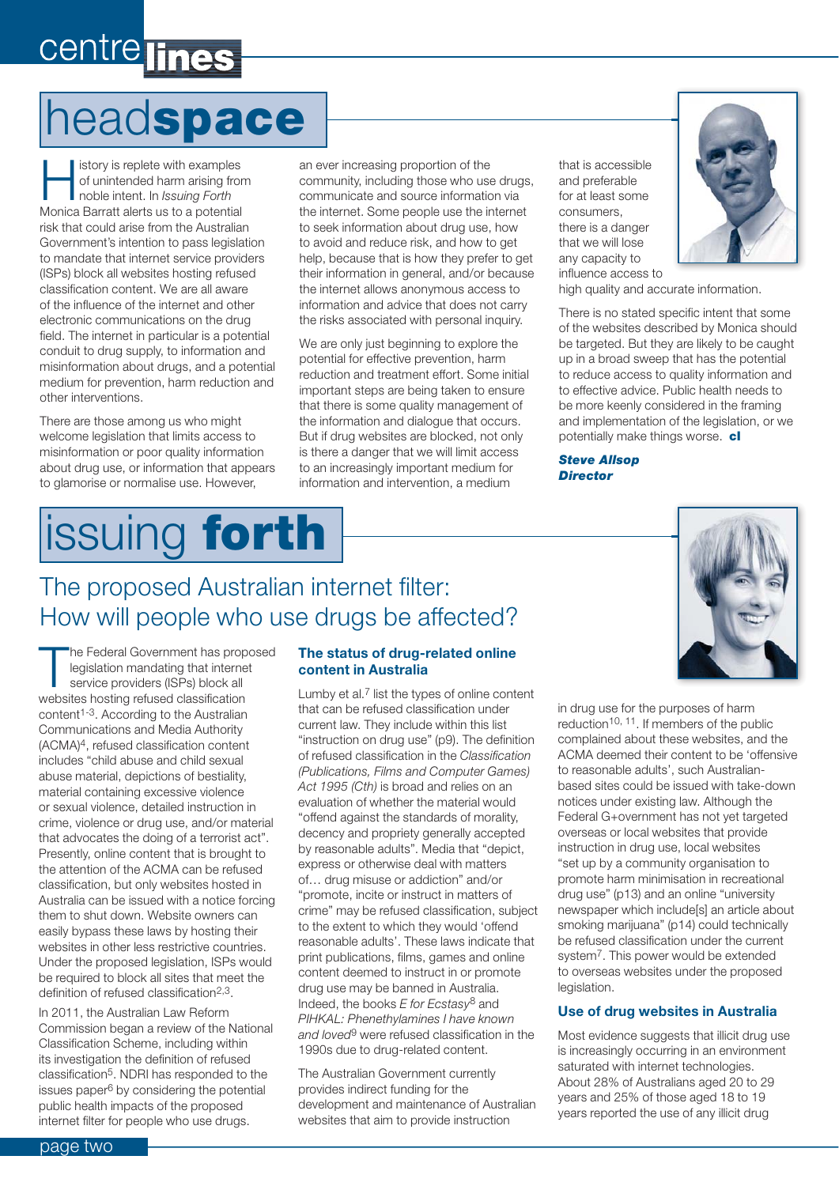# headspace

History is replete with examples of unintended harm arising from noble intent. In *Issuing Forth* Monica Barratt alerts us to a potential risk that could arise from the Australian Government's intention to pass legislation to mandate that internet service providers (ISPs) block all websites hosting refused classification content. We are all aware of the influence of the internet and other electronic communications on the drug field. The internet in particular is a potential conduit to drug supply, to information and misinformation about drugs, and a potential medium for prevention, harm reduction and other interventions.

There are those among us who might welcome legislation that limits access to misinformation or poor quality information about drug use, or information that appears to glamorise or normalise use. However, an ever increasing proportion of the community, including those who use drugs, communicate and source information via the internet. Some people use the internet to seek information about drug use, how to avoid and reduce risk, and how to get help, because that is how they prefer to get their information in general, and/or because the internet allows anonymous access to information and advice that does not carry the risks associated with personal inquiry.

We are only just beginning to explore the potential for effective prevention, harm reduction and treatment effort. Some initial important steps are being taken to ensure that there is some quality management of the information and dialogue that occurs. But if drug websites are blocked, not only is there a danger that we will limit access to an increasingly important medium for information and intervention, a medium that is accessible and preferable for at least some consumers, there is a danger that we will lose any capacity to influence access to high quality and accurate information.

There is no stated specific intent that some of the websites described by Monica should be targeted. But they are likely to be caught up in a broad sweep that has the potential to reduce access to quality information and to effective advice. Public health needs to be more keenly considered in the framing and implementation of the legislation, or we potentially make things worse. **cl**

***Steve Allsop***
***Director***

# issuing forth

## The proposed Australian internet filter: How will people who use drugs be affected?

The Federal Government has proposed legislation mandating that internet service providers (ISPs) block all websites hosting refused classification content[1-3]. According to the Australian Communications and Media Authority (ACMA)[4], refused classification content includes "child abuse and child sexual abuse material, depictions of bestiality, material containing excessive violence or sexual violence, detailed instruction in crime, violence or drug use, and/or material that advocates the doing of a terrorist act". Presently, online content that is brought to the attention of the ACMA can be refused classification, but only websites hosted in Australia can be issued with a notice forcing them to shut down. Website owners can easily bypass these laws by hosting their websites in other less restrictive countries. Under the proposed legislation, ISPs would be required to block all sites that meet the definition of refused classification[2,3].

In 2011, the Australian Law Reform Commission began a review of the National Classification Scheme, including within its investigation the definition of refused classification[5]. NDRI has responded to the issues paper[6] by considering the potential public health impacts of the proposed internet filter for people who use drugs.

### The status of drug-related online content in Australia

Lumby et al.[7] list the types of online content that can be refused classification under current law. They include within this list "instruction on drug use" (p9). The definition of refused classification in the *Classification (Publications, Films and Computer Games) Act 1995 (Cth)* is broad and relies on an evaluation of whether the material would "offend against the standards of morality, decency and propriety generally accepted by reasonable adults". Media that "depict, express or otherwise deal with matters of… drug misuse or addiction" and/or "promote, incite or instruct in matters of crime" may be refused classification, subject to the extent to which they would 'offend reasonable adults'. These laws indicate that print publications, films, games and online content deemed to instruct in or promote drug use may be banned in Australia. Indeed, the books *E for Ecstasy*[8] and *PIHKAL: Phenethylamines I have known and loved*[9] were refused classification in the 1990s due to drug-related content.

The Australian Government currently provides indirect funding for the development and maintenance of Australian websites that aim to provide instruction in drug use for the purposes of harm reduction[10, 11]. If members of the public complained about these websites, and the ACMA deemed their content to be 'offensive to reasonable adults', such Australian-based sites could be issued with take-down notices under existing law. Although the Federal G+overnment has not yet targeted overseas or local websites that provide instruction in drug use, local websites "set up by a community organisation to promote harm minimisation in recreational drug use" (p13) and an online "university newspaper which include[s] an article about smoking marijuana" (p14) could technically be refused classification under the current system[7]. This power would be extended to overseas websites under the proposed legislation.

### Use of drug websites in Australia

Most evidence suggests that illicit drug use is increasingly occurring in an environment saturated with internet technologies. About 28% of Australians aged 20 to 29 years and 25% of those aged 18 to 19 years reported the use of any illicit drug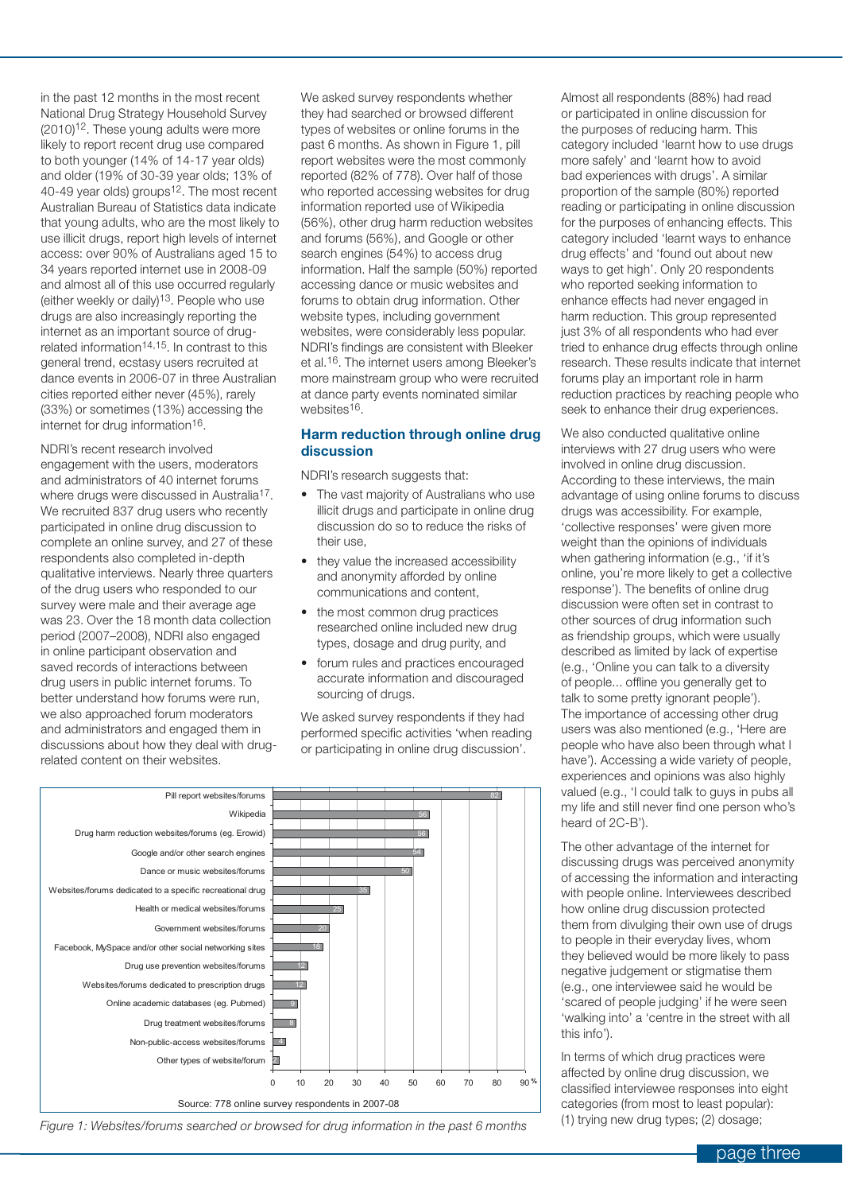in the past 12 months in the most recent National Drug Strategy Household Survey (2010)[12]. These young adults were more likely to report recent drug use compared to both younger (14% of 14-17 year olds) and older (19% of 30-39 year olds; 13% of 40-49 year olds) groups[12]. The most recent Australian Bureau of Statistics data indicate that young adults, who are the most likely to use illicit drugs, report high levels of internet access: over 90% of Australians aged 15 to 34 years reported internet use in 2008-09 and almost all of this use occurred regularly (either weekly or daily)[13]. People who use drugs are also increasingly reporting the internet as an important source of drug-related information[14,15]. In contrast to this general trend, ecstasy users recruited at dance events in 2006-07 in three Australian cities reported either never (45%), rarely (33%) or sometimes (13%) accessing the internet for drug information[16].

NDRI's recent research involved engagement with the users, moderators and administrators of 40 internet forums where drugs were discussed in Australia[17]. We recruited 837 drug users who recently participated in online drug discussion to complete an online survey, and 27 of these respondents also completed in-depth qualitative interviews. Nearly three quarters of the drug users who responded to our survey were male and their average age was 23. Over the 18 month data collection period (2007–2008), NDRI also engaged in online participant observation and saved records of interactions between drug users in public internet forums. To better understand how forums were run, we also approached forum moderators and administrators and engaged them in discussions about how they deal with drug-related content on their websites.

We asked survey respondents whether they had searched or browsed different types of websites or online forums in the past 6 months. As shown in Figure 1, pill report websites were the most commonly reported (82% of 778). Over half of those who reported accessing websites for drug information reported use of Wikipedia (56%), other drug harm reduction websites and forums (56%), and Google or other search engines (54%) to access drug information. Half the sample (50%) reported accessing dance or music websites and forums to obtain drug information. Other website types, including government websites, were considerably less popular. NDRI's findings are consistent with Bleeker et al.[16]. The internet users among Bleeker's more mainstream group who were recruited at dance party events nominated similar websites[16].

## Harm reduction through online drug discussion

NDRI's research suggests that:

- The vast majority of Australians who use illicit drugs and participate in online drug discussion do so to reduce the risks of their use,
- they value the increased accessibility and anonymity afforded by online communications and content,
- the most common drug practices researched online included new drug types, dosage and drug purity, and
- forum rules and practices encouraged accurate information and discouraged sourcing of drugs.

We asked survey respondents if they had performed specific activities 'when reading or participating in online drug discussion'.

| Website/forum type | % |
|---|---|
| Pill report websites/forums | 82 |
| Wikipedia | 56 |
| Drug harm reduction websites/forums (eg. Erowid) | 56 |
| Google and/or other search engines | 54 |
| Dance or music websites/forums | 50 |
| Websites/forums dedicated to a specific recreational drug | 35 |
| Health or medical websites/forums | 25 |
| Government websites/forums | 20 |
| Facebook, MySpace and/or other social networking sites | 18 |
| Drug use prevention websites/forums | 12 |
| Websites/forums dedicated to prescription drugs | 12 |
| Online academic databases (eg. Pubmed) | 9 |
| Drug treatment websites/forums | 8 |
| Non-public-access websites/forums | 4 |
| Other types of website/forum | 2 |

Source: 778 online survey respondents in 2007-08

*Figure 1: Websites/forums searched or browsed for drug information in the past 6 months*

Almost all respondents (88%) had read or participated in online discussion for the purposes of reducing harm. This category included 'learnt how to use drugs more safely' and 'learnt how to avoid bad experiences with drugs'. A similar proportion of the sample (80%) reported reading or participating in online discussion for the purposes of enhancing effects. This category included 'learnt ways to enhance drug effects' and 'found out about new ways to get high'. Only 20 respondents who reported seeking information to enhance effects had never engaged in harm reduction. This group represented just 3% of all respondents who had ever tried to enhance drug effects through online research. These results indicate that internet forums play an important role in harm reduction practices by reaching people who seek to enhance their drug experiences.

We also conducted qualitative online interviews with 27 drug users who were involved in online drug discussion. According to these interviews, the main advantage of using online forums to discuss drugs was accessibility. For example, 'collective responses' were given more weight than the opinions of individuals when gathering information (e.g., 'if it's online, you're more likely to get a collective response'). The benefits of online drug discussion were often set in contrast to other sources of drug information such as friendship groups, which were usually described as limited by lack of expertise (e.g., 'Online you can talk to a diversity of people... offline you generally get to talk to some pretty ignorant people'). The importance of accessing other drug users was also mentioned (e.g., 'Here are people who have also been through what I have'). Accessing a wide variety of people, experiences and opinions was also highly valued (e.g., 'I could talk to guys in pubs all my life and still never find one person who's heard of 2C-B').

The other advantage of the internet for discussing drugs was perceived anonymity of accessing the information and interacting with people online. Interviewees described how online drug discussion protected them from divulging their own use of drugs to people in their everyday lives, whom they believed would be more likely to pass negative judgement or stigmatise them (e.g., one interviewee said he would be 'scared of people judging' if he were seen 'walking into' a 'centre in the street with all this info').

In terms of which drug practices were affected by online drug discussion, we classified interviewee responses into eight categories (from most to least popular): (1) trying new drug types; (2) dosage;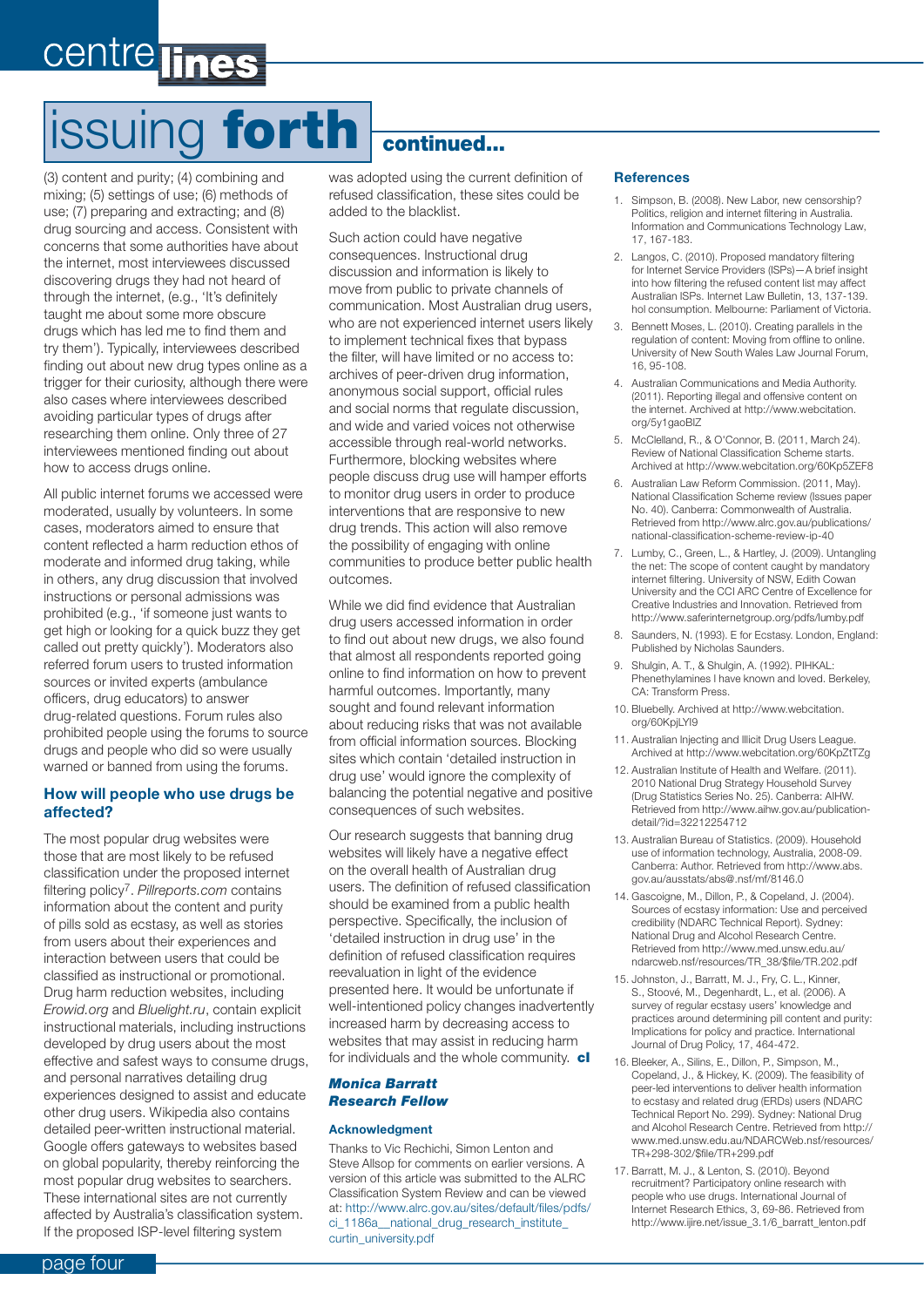# issuing **forth** continued...

(3) content and purity; (4) combining and mixing; (5) settings of use; (6) methods of use; (7) preparing and extracting; and (8) drug sourcing and access. Consistent with concerns that some authorities have about the internet, most interviewees discussed discovering drugs they had not heard of through the internet, (e.g., 'It's definitely taught me about some more obscure drugs which has led me to find them and try them'). Typically, interviewees described finding out about new drug types online as a trigger for their curiosity, although there were also cases where interviewees described avoiding particular types of drugs after researching them online. Only three of 27 interviewees mentioned finding out about how to access drugs online.

All public internet forums we accessed were moderated, usually by volunteers. In some cases, moderators aimed to ensure that content reflected a harm reduction ethos of moderate and informed drug taking, while in others, any drug discussion that involved instructions or personal admissions was prohibited (e.g., 'if someone just wants to get high or looking for a quick buzz they get called out pretty quickly'). Moderators also referred forum users to trusted information sources or invited experts (ambulance officers, drug educators) to answer drug-related questions. Forum rules also prohibited people using the forums to source drugs and people who did so were usually warned or banned from using the forums.

### How will people who use drugs be affected?

The most popular drug websites were those that are most likely to be refused classification under the proposed internet filtering policy[7]. *Pillreports.com* contains information about the content and purity of pills sold as ecstasy, as well as stories from users about their experiences and interaction between users that could be classified as instructional or promotional. Drug harm reduction websites, including *Erowid.org* and *Bluelight.ru*, contain explicit instructional materials, including instructions developed by drug users about the most effective and safest ways to consume drugs, and personal narratives detailing drug experiences designed to assist and educate other drug users. Wikipedia also contains detailed peer-written instructional material. Google offers gateways to websites based on global popularity, thereby reinforcing the most popular drug websites to searchers. These international sites are not currently affected by Australia's classification system. If the proposed ISP-level filtering system was adopted using the current definition of refused classification, these sites could be added to the blacklist.

Such action could have negative consequences. Instructional drug discussion and information is likely to move from public to private channels of communication. Most Australian drug users, who are not experienced internet users likely to implement technical fixes that bypass the filter, will have limited or no access to: archives of peer-driven drug information, anonymous social support, official rules and social norms that regulate discussion, and wide and varied voices not otherwise accessible through real-world networks. Furthermore, blocking websites where people discuss drug use will hamper efforts to monitor drug users in order to produce interventions that are responsive to new drug trends. This action will also remove the possibility of engaging with online communities to produce better public health outcomes.

While we did find evidence that Australian drug users accessed information in order to find out about new drugs, we also found that almost all respondents reported going online to find information on how to prevent harmful outcomes. Importantly, many sought and found relevant information about reducing risks that was not available from official information sources. Blocking sites which contain 'detailed instruction in drug use' would ignore the complexity of balancing the potential negative and positive consequences of such websites.

Our research suggests that banning drug websites will likely have a negative effect on the overall health of Australian drug users. The definition of refused classification should be examined from a public health perspective. Specifically, the inclusion of 'detailed instruction in drug use' in the definition of refused classification requires reevaluation in light of the evidence presented here. It would be unfortunate if well-intentioned policy changes inadvertently increased harm by decreasing access to websites that may assist in reducing harm for individuals and the whole community. **cl**

***Monica Barratt***
***Research Fellow***

#### Acknowledgment

Thanks to Vic Rechichi, Simon Lenton and Steve Allsop for comments on earlier versions. A version of this article was submitted to the ALRC Classification System Review and can be viewed at: http://www.alrc.gov.au/sites/default/files/pdfs/ci_1186a__national_drug_research_institute_curtin_university.pdf

### References

1. Simpson, B. (2008). New Labor, new censorship? Politics, religion and internet filtering in Australia. Information and Communications Technology Law, 17, 167-183.
2. Langos, C. (2010). Proposed mandatory filtering for Internet Service Providers (ISPs)—A brief insight into how filtering the refused content list may affect Australian ISPs. Internet Law Bulletin, 13, 137-139. hol consumption. Melbourne: Parliament of Victoria.
3. Bennett Moses, L. (2010). Creating parallels in the regulation of content: Moving from offline to online. University of New South Wales Law Journal Forum, 16, 95-108.
4. Australian Communications and Media Authority. (2011). Reporting illegal and offensive content on the internet. Archived at http://www.webcitation.org/5y1gaoBlZ
5. McClelland, R., & O'Connor, B. (2011, March 24). Review of National Classification Scheme starts. Archived at http://www.webcitation.org/60Kp5ZEF8
6. Australian Law Reform Commission. (2011, May). National Classification Scheme review (Issues paper No. 40). Canberra: Commonwealth of Australia. Retrieved from http://www.alrc.gov.au/publications/national-classification-scheme-review-ip-40
7. Lumby, C., Green, L., & Hartley, J. (2009). Untangling the net: The scope of content caught by mandatory internet filtering. University of NSW, Edith Cowan University and the CCI ARC Centre of Excellence for Creative Industries and Innovation. Retrieved from http://www.saferinternetgroup.org/pdfs/lumby.pdf
8. Saunders, N. (1993). E for Ecstasy. London, England: Published by Nicholas Saunders.
9. Shulgin, A. T., & Shulgin, A. (1992). PIHKAL: Phenethylamines I have known and loved. Berkeley, CA: Transform Press.
10. Bluebelly. Archived at http://www.webcitation.org/60KpjLYI9
11. Australian Injecting and Illicit Drug Users League. Archived at http://www.webcitation.org/60KpZtTZg
12. Australian Institute of Health and Welfare. (2011). 2010 National Drug Strategy Household Survey (Drug Statistics Series No. 25). Canberra: AIHW. Retrieved from http://www.aihw.gov.au/publication-detail/?id=32212254712
13. Australian Bureau of Statistics. (2009). Household use of information technology, Australia, 2008-09. Canberra: Author. Retrieved from http://www.abs.gov.au/ausstats/abs@.nsf/mf/8146.0
14. Gascoigne, M., Dillon, P., & Copeland, J. (2004). Sources of ecstasy information: Use and perceived credibility (NDARC Technical Report). Sydney: National Drug and Alcohol Research Centre. Retrieved from http://www.med.unsw.edu.au/ndarcweb.nsf/resources/TR_38/$file/TR.202.pdf
15. Johnston, J., Barratt, M. J., Fry, C. L., Kinner, S., Stoové, M., Degenhardt, L., et al. (2006). A survey of regular ecstasy users' knowledge and practices around determining pill content and purity: Implications for policy and practice. International Journal of Drug Policy, 17, 464-472.
16. Bleeker, A., Silins, E., Dillon, P., Simpson, M., Copeland, J., & Hickey, K. (2009). The feasibility of peer-led interventions to deliver health information to ecstasy and related drug (ERDs) users (NDARC Technical Report No. 299). Sydney: National Drug and Alcohol Research Centre. Retrieved from http://www.med.unsw.edu.au/NDARCWeb.nsf/resources/TR+298-302/$file/TR+299.pdf
17. Barratt, M. J., & Lenton, S. (2010). Beyond recruitment? Participatory online research with people who use drugs. International Journal of Internet Research Ethics, 3, 69-86. Retrieved from http://www.ijire.net/issue_3.1/6_barratt_lenton.pdf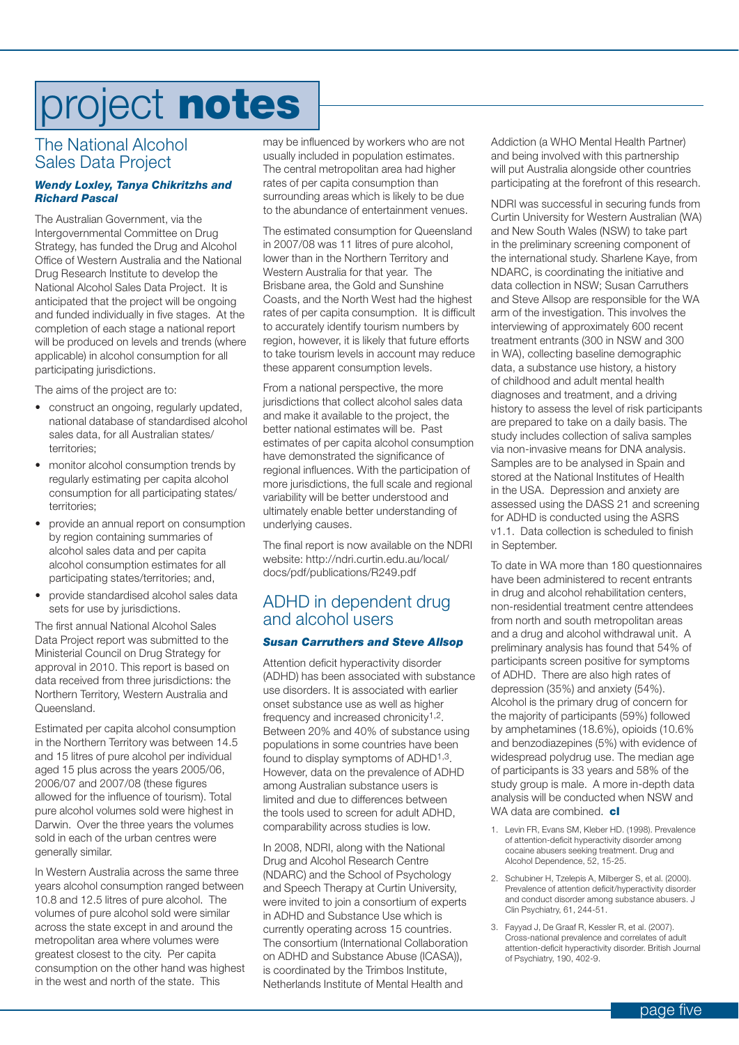# project notes

## The National Alcohol Sales Data Project

***Wendy Loxley, Tanya Chikritzhs and Richard Pascal***

The Australian Government, via the Intergovernmental Committee on Drug Strategy, has funded the Drug and Alcohol Office of Western Australia and the National Drug Research Institute to develop the National Alcohol Sales Data Project. It is anticipated that the project will be ongoing and funded individually in five stages. At the completion of each stage a national report will be produced on levels and trends (where applicable) in alcohol consumption for all participating jurisdictions.

The aims of the project are to:

- construct an ongoing, regularly updated, national database of standardised alcohol sales data, for all Australian states/territories;
- monitor alcohol consumption trends by regularly estimating per capita alcohol consumption for all participating states/territories;
- provide an annual report on consumption by region containing summaries of alcohol sales data and per capita alcohol consumption estimates for all participating states/territories; and,
- provide standardised alcohol sales data sets for use by jurisdictions.

The first annual National Alcohol Sales Data Project report was submitted to the Ministerial Council on Drug Strategy for approval in 2010. This report is based on data received from three jurisdictions: the Northern Territory, Western Australia and Queensland.

Estimated per capita alcohol consumption in the Northern Territory was between 14.5 and 15 litres of pure alcohol per individual aged 15 plus across the years 2005/06, 2006/07 and 2007/08 (these figures allowed for the influence of tourism). Total pure alcohol volumes sold were highest in Darwin. Over the three years the volumes sold in each of the urban centres were generally similar.

In Western Australia across the same three years alcohol consumption ranged between 10.8 and 12.5 litres of pure alcohol. The volumes of pure alcohol sold were similar across the state except in and around the metropolitan area where volumes were greatest closest to the city. Per capita consumption on the other hand was highest in the west and north of the state. This may be influenced by workers who are not usually included in population estimates. The central metropolitan area had higher rates of per capita consumption than surrounding areas which is likely to be due to the abundance of entertainment venues.

The estimated consumption for Queensland in 2007/08 was 11 litres of pure alcohol, lower than in the Northern Territory and Western Australia for that year. The Brisbane area, the Gold and Sunshine Coasts, and the North West had the highest rates of per capita consumption. It is difficult to accurately identify tourism numbers by region, however, it is likely that future efforts to take tourism levels in account may reduce these apparent consumption levels.

From a national perspective, the more jurisdictions that collect alcohol sales data and make it available to the project, the better national estimates will be. Past estimates of per capita alcohol consumption have demonstrated the significance of regional influences. With the participation of more jurisdictions, the full scale and regional variability will be better understood and ultimately enable better understanding of underlying causes.

The final report is now available on the NDRI website: http://ndri.curtin.edu.au/local/docs/pdf/publications/R249.pdf

## ADHD in dependent drug and alcohol users

***Susan Carruthers and Steve Allsop***

Attention deficit hyperactivity disorder (ADHD) has been associated with substance use disorders. It is associated with earlier onset substance use as well as higher frequency and increased chronicity[1,2]. Between 20% and 40% of substance using populations in some countries have been found to display symptoms of ADHD[1,3]. However, data on the prevalence of ADHD among Australian substance users is limited and due to differences between the tools used to screen for adult ADHD, comparability across studies is low.

In 2008, NDRI, along with the National Drug and Alcohol Research Centre (NDARC) and the School of Psychology and Speech Therapy at Curtin University, were invited to join a consortium of experts in ADHD and Substance Use which is currently operating across 15 countries. The consortium (International Collaboration on ADHD and Substance Abuse (ICASA)), is coordinated by the Trimbos Institute, Netherlands Institute of Mental Health and Addiction (a WHO Mental Health Partner) and being involved with this partnership will put Australia alongside other countries participating at the forefront of this research.

NDRI was successful in securing funds from Curtin University for Western Australian (WA) and New South Wales (NSW) to take part in the preliminary screening component of the international study. Sharlene Kaye, from NDARC, is coordinating the initiative and data collection in NSW; Susan Carruthers and Steve Allsop are responsible for the WA arm of the investigation. This involves the interviewing of approximately 600 recent treatment entrants (300 in NSW and 300 in WA), collecting baseline demographic data, a substance use history, a history of childhood and adult mental health diagnoses and treatment, and a driving history to assess the level of risk participants are prepared to take on a daily basis. The study includes collection of saliva samples via non-invasive means for DNA analysis. Samples are to be analysed in Spain and stored at the National Institutes of Health in the USA. Depression and anxiety are assessed using the DASS 21 and screening for ADHD is conducted using the ASRS v1.1. Data collection is scheduled to finish in September.

To date in WA more than 180 questionnaires have been administered to recent entrants in drug and alcohol rehabilitation centers, non-residential treatment centre attendees from north and south metropolitan areas and a drug and alcohol withdrawal unit. A preliminary analysis has found that 54% of participants screen positive for symptoms of ADHD. There are also high rates of depression (35%) and anxiety (54%). Alcohol is the primary drug of concern for the majority of participants (59%) followed by amphetamines (18.6%), opioids (10.6% and benzodiazepines (5%) with evidence of widespread polydrug use. The median age of participants is 33 years and 58% of the study group is male. A more in-depth data analysis will be conducted when NSW and WA data are combined. **cl**

1. Levin FR, Evans SM, Kleber HD. (1998). Prevalence of attention-deficit hyperactivity disorder among cocaine abusers seeking treatment. Drug and Alcohol Dependence, 52, 15-25.
2. Schubiner H, Tzelepis A, Milberger S, et al. (2000). Prevalence of attention deficit/hyperactivity disorder and conduct disorder among substance abusers. J Clin Psychiatry, 61, 244-51.
3. Fayyad J, De Graaf R, Kessler R, et al. (2007). Cross-national prevalence and correlates of adult attention-deficit hyperactivity disorder. British Journal of Psychiatry, 190, 402-9.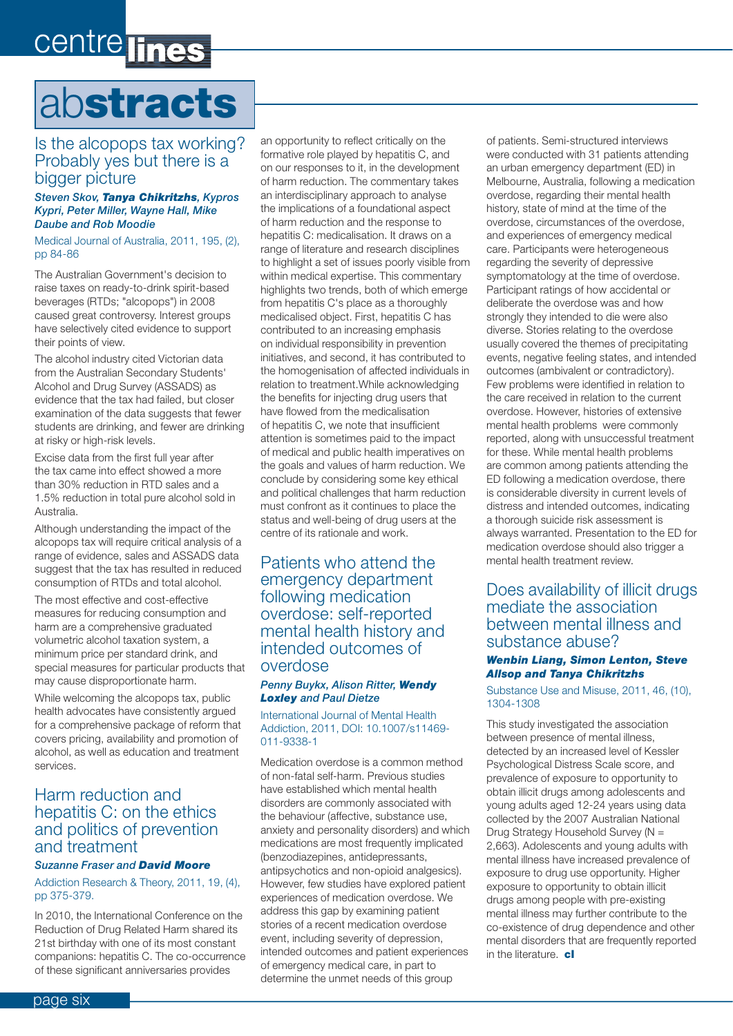# abstracts

## Is the alcopops tax working? Probably yes but there is a bigger picture

***Steven Skov, Tanya Chikritzhs, Kypros Kypri, Peter Miller, Wayne Hall, Mike Daube and Rob Moodie***

Medical Journal of Australia, 2011, 195, (2), pp 84-86

The Australian Government's decision to raise taxes on ready-to-drink spirit-based beverages (RTDs; "alcopops") in 2008 caused great controversy. Interest groups have selectively cited evidence to support their points of view.

The alcohol industry cited Victorian data from the Australian Secondary Students' Alcohol and Drug Survey (ASSADS) as evidence that the tax had failed, but closer examination of the data suggests that fewer students are drinking, and fewer are drinking at risky or high-risk levels.

Excise data from the first full year after the tax came into effect showed a more than 30% reduction in RTD sales and a 1.5% reduction in total pure alcohol sold in Australia.

Although understanding the impact of the alcopops tax will require critical analysis of a range of evidence, sales and ASSADS data suggest that the tax has resulted in reduced consumption of RTDs and total alcohol.

The most effective and cost-effective measures for reducing consumption and harm are a comprehensive graduated volumetric alcohol taxation system, a minimum price per standard drink, and special measures for particular products that may cause disproportionate harm.

While welcoming the alcopops tax, public health advocates have consistently argued for a comprehensive package of reform that covers pricing, availability and promotion of alcohol, as well as education and treatment services.

## Harm reduction and hepatitis C: on the ethics and politics of prevention and treatment

***Suzanne Fraser and David Moore***

Addiction Research & Theory, 2011, 19, (4), pp 375-379.

In 2010, the International Conference on the Reduction of Drug Related Harm shared its 21st birthday with one of its most constant companions: hepatitis C. The co-occurrence of these significant anniversaries provides an opportunity to reflect critically on the formative role played by hepatitis C, and on our responses to it, in the development of harm reduction. The commentary takes an interdisciplinary approach to analyse the implications of a foundational aspect of harm reduction and the response to hepatitis C: medicalisation. It draws on a range of literature and research disciplines to highlight a set of issues poorly visible from within medical expertise. This commentary highlights two trends, both of which emerge from hepatitis C's place as a thoroughly medicalised object. First, hepatitis C has contributed to an increasing emphasis on individual responsibility in prevention initiatives, and second, it has contributed to the homogenisation of affected individuals in relation to treatment.While acknowledging the benefits for injecting drug users that have flowed from the medicalisation of hepatitis C, we note that insufficient attention is sometimes paid to the impact of medical and public health imperatives on the goals and values of harm reduction. We conclude by considering some key ethical and political challenges that harm reduction must confront as it continues to place the status and well-being of drug users at the centre of its rationale and work.

## Patients who attend the emergency department following medication overdose: self-reported mental health history and intended outcomes of overdose

***Penny Buykx, Alison Ritter, Wendy Loxley and Paul Dietze***

International Journal of Mental Health Addiction, 2011, DOI: 10.1007/s11469-011-9338-1

Medication overdose is a common method of non-fatal self-harm. Previous studies have established which mental health disorders are commonly associated with the behaviour (affective, substance use, anxiety and personality disorders) and which medications are most frequently implicated (benzodiazepines, antidepressants, antipsychotics and non-opioid analgesics). However, few studies have explored patient experiences of medication overdose. We address this gap by examining patient stories of a recent medication overdose event, including severity of depression, intended outcomes and patient experiences of emergency medical care, in part to determine the unmet needs of this group of patients. Semi-structured interviews were conducted with 31 patients attending an urban emergency department (ED) in Melbourne, Australia, following a medication overdose, regarding their mental health history, state of mind at the time of the overdose, circumstances of the overdose, and experiences of emergency medical care. Participants were heterogeneous regarding the severity of depressive symptomatology at the time of overdose. Participant ratings of how accidental or deliberate the overdose was and how strongly they intended to die were also diverse. Stories relating to the overdose usually covered the themes of precipitating events, negative feeling states, and intended outcomes (ambivalent or contradictory). Few problems were identified in relation to the care received in relation to the current overdose. However, histories of extensive mental health problems were commonly reported, along with unsuccessful treatment for these. While mental health problems are common among patients attending the ED following a medication overdose, there is considerable diversity in current levels of distress and intended outcomes, indicating a thorough suicide risk assessment is always warranted. Presentation to the ED for medication overdose should also trigger a mental health treatment review.

## Does availability of illicit drugs mediate the association between mental illness and substance abuse?

***Wenbin Liang, Simon Lenton, Steve Allsop and Tanya Chikritzhs***

Substance Use and Misuse, 2011, 46, (10), 1304-1308

This study investigated the association between presence of mental illness, detected by an increased level of Kessler Psychological Distress Scale score, and prevalence of exposure to opportunity to obtain illicit drugs among adolescents and young adults aged 12-24 years using data collected by the 2007 Australian National Drug Strategy Household Survey (N = 2,663). Adolescents and young adults with mental illness have increased prevalence of exposure to drug use opportunity. Higher exposure to opportunity to obtain illicit drugs among people with pre-existing mental illness may further contribute to the co-existence of drug dependence and other mental disorders that are frequently reported in the literature. **cl**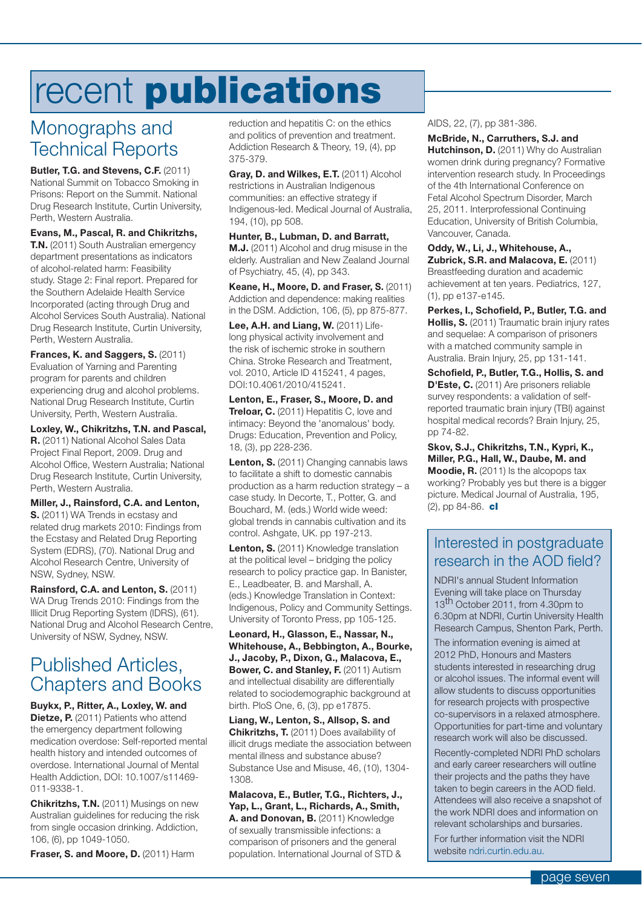# recent **publications**

## Monographs and Technical Reports

**Butler, T.G. and Stevens, C.F.** (2011) National Summit on Tobacco Smoking in Prisons: Report on the Summit. National Drug Research Institute, Curtin University, Perth, Western Australia.

**Evans, M., Pascal, R. and Chikritzhs, T.N.** (2011) South Australian emergency department presentations as indicators of alcohol-related harm: Feasibility study. Stage 2: Final report. Prepared for the Southern Adelaide Health Service Incorporated (acting through Drug and Alcohol Services South Australia). National Drug Research Institute, Curtin University, Perth, Western Australia.

**Frances, K. and Saggers, S.** (2011) Evaluation of Yarning and Parenting program for parents and children experiencing drug and alcohol problems. National Drug Research Institute, Curtin University, Perth, Western Australia.

**Loxley, W., Chikritzhs, T.N. and Pascal, R.** (2011) National Alcohol Sales Data Project Final Report, 2009. Drug and Alcohol Office, Western Australia; National Drug Research Institute, Curtin University, Perth, Western Australia.

**Miller, J., Rainsford, C.A. and Lenton, S.** (2011) WA Trends in ecstasy and related drug markets 2010: Findings from the Ecstasy and Related Drug Reporting System (EDRS), (70). National Drug and Alcohol Research Centre, University of NSW, Sydney, NSW.

**Rainsford, C.A. and Lenton, S.** (2011) WA Drug Trends 2010: Findings from the Illicit Drug Reporting System (IDRS), (61). National Drug and Alcohol Research Centre, University of NSW, Sydney, NSW.

## Published Articles, Chapters and Books

**Buykx, P., Ritter, A., Loxley, W. and Dietze, P.** (2011) Patients who attend the emergency department following medication overdose: Self-reported mental health history and intended outcomes of overdose. International Journal of Mental Health Addiction, DOI: 10.1007/s11469-011-9338-1.

**Chikritzhs, T.N.** (2011) Musings on new Australian guidelines for reducing the risk from single occasion drinking. Addiction, 106, (6), pp 1049-1050.

**Fraser, S. and Moore, D.** (2011) Harm reduction and hepatitis C: on the ethics and politics of prevention and treatment. Addiction Research & Theory, 19, (4), pp 375-379.

**Gray, D. and Wilkes, E.T.** (2011) Alcohol restrictions in Australian Indigenous communities: an effective strategy if Indigenous-led. Medical Journal of Australia, 194, (10), pp 508.

**Hunter, B., Lubman, D. and Barratt, M.J.** (2011) Alcohol and drug misuse in the elderly. Australian and New Zealand Journal of Psychiatry, 45, (4), pp 343.

**Keane, H., Moore, D. and Fraser, S.** (2011) Addiction and dependence: making realities in the DSM. Addiction, 106, (5), pp 875-877.

**Lee, A.H. and Liang, W.** (2011) Life-long physical activity involvement and the risk of ischemic stroke in southern China. Stroke Research and Treatment, vol. 2010, Article ID 415241, 4 pages, DOI:10.4061/2010/415241.

**Lenton, E., Fraser, S., Moore, D. and Treloar, C.** (2011) Hepatitis C, love and intimacy: Beyond the 'anomalous' body. Drugs: Education, Prevention and Policy, 18, (3), pp 228-236.

**Lenton, S.** (2011) Changing cannabis laws to facilitate a shift to domestic cannabis production as a harm reduction strategy – a case study. In Decorte, T., Potter, G. and Bouchard, M. (eds.) World wide weed: global trends in cannabis cultivation and its control. Ashgate, UK. pp 197-213.

**Lenton, S.** (2011) Knowledge translation at the political level – bridging the policy research to policy practice gap. In Banister, E., Leadbeater, B. and Marshall, A. (eds.) Knowledge Translation in Context: Indigenous, Policy and Community Settings. University of Toronto Press, pp 105-125.

**Leonard, H., Glasson, E., Nassar, N., Whitehouse, A., Bebbington, A., Bourke, J., Jacoby, P., Dixon, G., Malacova, E., Bower, C. and Stanley, F.** (2011) Autism and intellectual disability are differentially related to sociodemographic background at birth. PloS One, 6, (3), pp e17875.

**Liang, W., Lenton, S., Allsop, S. and Chikritzhs, T.** (2011) Does availability of illicit drugs mediate the association between mental illness and substance abuse? Substance Use and Misuse, 46, (10), 1304-1308.

**Malacova, E., Butler, T.G., Richters, J., Yap, L., Grant, L., Richards, A., Smith, A. and Donovan, B.** (2011) Knowledge of sexually transmissible infections: a comparison of prisoners and the general population. International Journal of STD & AIDS, 22, (7), pp 381-386.

**McBride, N., Carruthers, S.J. and Hutchinson, D.** (2011) Why do Australian women drink during pregnancy? Formative intervention research study. In Proceedings of the 4th International Conference on Fetal Alcohol Spectrum Disorder, March 25, 2011. Interprofessional Continuing Education, University of British Columbia, Vancouver, Canada.

**Oddy, W., Li, J., Whitehouse, A., Zubrick, S.R. and Malacova, E.** (2011) Breastfeeding duration and academic achievement at ten years. Pediatrics, 127, (1), pp e137-e145.

**Perkes, I., Schofield, P., Butler, T.G. and Hollis, S.** (2011) Traumatic brain injury rates and sequelae: A comparison of prisoners with a matched community sample in Australia. Brain Injury, 25, pp 131-141.

**Schofield, P., Butler, T.G., Hollis, S. and D'Este, C.** (2011) Are prisoners reliable survey respondents: a validation of self-reported traumatic brain injury (TBI) against hospital medical records? Brain Injury, 25, pp 74-82.

**Skov, S.J., Chikritzhs, T.N., Kypri, K., Miller, P.G., Hall, W., Daube, M. and Moodie, R.** (2011) Is the alcopops tax working? Probably yes but there is a bigger picture. Medical Journal of Australia, 195, (2), pp 84-86. **cl**

## Interested in postgraduate research in the AOD field?

NDRI's annual Student Information Evening will take place on Thursday 13th October 2011, from 4.30pm to 6.30pm at NDRI, Curtin University Health Research Campus, Shenton Park, Perth.

The information evening is aimed at 2012 PhD, Honours and Masters students interested in researching drug or alcohol issues. The informal event will allow students to discuss opportunities for research projects with prospective co-supervisors in a relaxed atmosphere. Opportunities for part-time and voluntary research work will also be discussed.

Recently-completed NDRI PhD scholars and early career researchers will outline their projects and the paths they have taken to begin careers in the AOD field. Attendees will also receive a snapshot of the work NDRI does and information on relevant scholarships and bursaries.

For further information visit the NDRI website ndri.curtin.edu.au.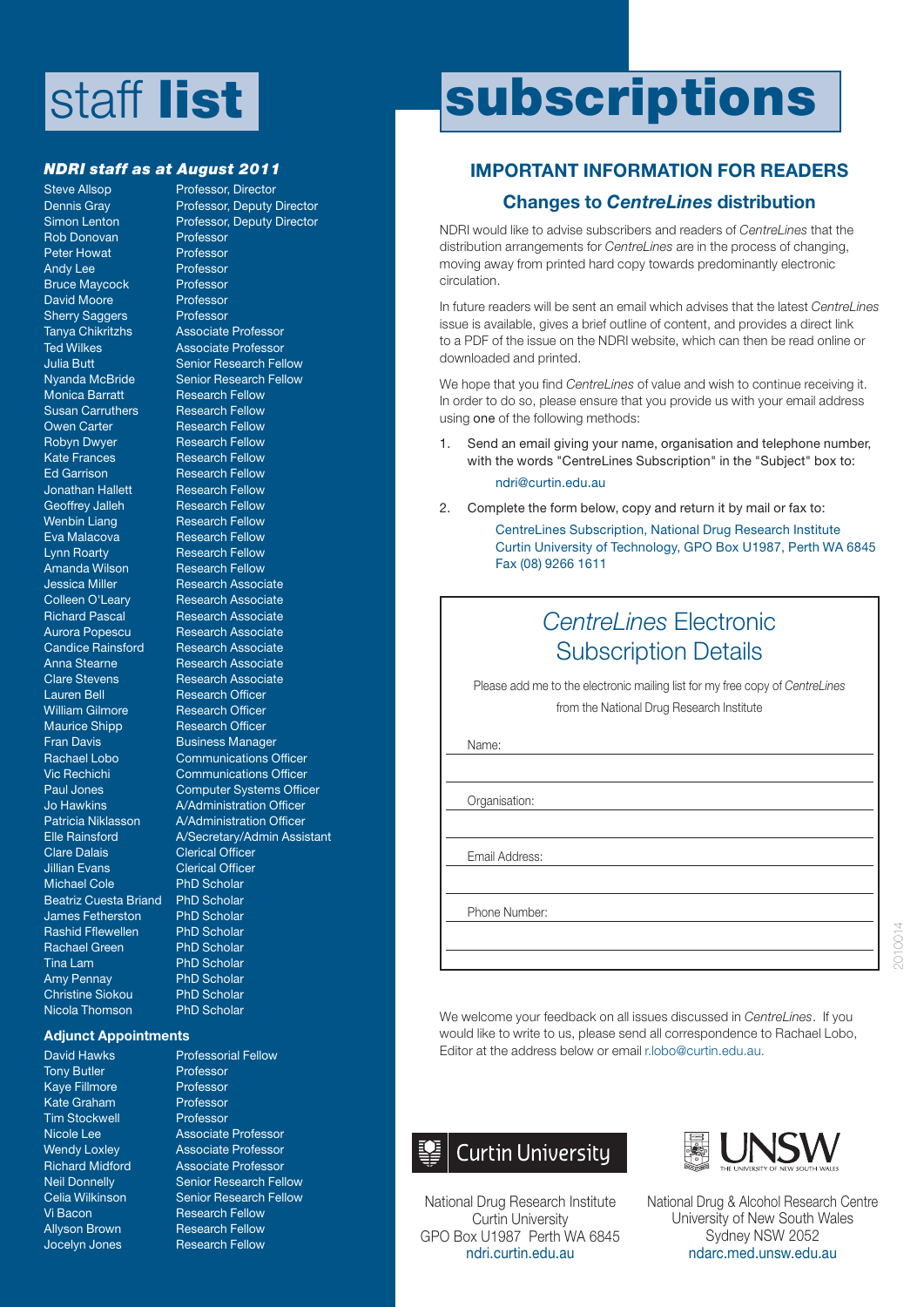# staff list

### *NDRI staff as at August 2011*

| | |
|---|---|
| Steve Allsop | Professor, Director |
| Dennis Gray | Professor, Deputy Director |
| Simon Lenton | Professor, Deputy Director |
| Rob Donovan | Professor |
| Peter Howat | Professor |
| Andy Lee | Professor |
| Bruce Maycock | Professor |
| David Moore | Professor |
| Sherry Saggers | Professor |
| Tanya Chikritzhs | Associate Professor |
| Ted Wilkes | Associate Professor |
| Julia Butt | Senior Research Fellow |
| Nyanda McBride | Senior Research Fellow |
| Monica Barratt | Research Fellow |
| Susan Carruthers | Research Fellow |
| Owen Carter | Research Fellow |
| Robyn Dwyer | Research Fellow |
| Kate Frances | Research Fellow |
| Ed Garrison | Research Fellow |
| Jonathan Hallett | Research Fellow |
| Geoffrey Jalleh | Research Fellow |
| Wenbin Liang | Research Fellow |
| Eva Malacova | Research Fellow |
| Lynn Roarty | Research Fellow |
| Amanda Wilson | Research Fellow |
| Jessica Miller | Research Associate |
| Colleen O'Leary | Research Associate |
| Richard Pascal | Research Associate |
| Aurora Popescu | Research Associate |
| Candice Rainsford | Research Associate |
| Anna Stearne | Research Associate |
| Clare Stevens | Research Associate |
| Lauren Bell | Research Officer |
| William Gilmore | Research Officer |
| Maurice Shipp | Research Officer |
| Fran Davis | Business Manager |
| Rachael Lobo | Communications Officer |
| Vic Rechichi | Communications Officer |
| Paul Jones | Computer Systems Officer |
| Jo Hawkins | A/Administration Officer |
| Patricia Niklasson | A/Administration Officer |
| Elle Rainsford | A/Secretary/Admin Assistant |
| Clare Dalais | Clerical Officer |
| Jillian Evans | Clerical Officer |
| Michael Cole | PhD Scholar |
| Beatriz Cuesta Briand | PhD Scholar |
| James Fetherston | PhD Scholar |
| Rashid Fflewellen | PhD Scholar |
| Rachael Green | PhD Scholar |
| Tina Lam | PhD Scholar |
| Amy Pennay | PhD Scholar |
| Christine Siokou | PhD Scholar |
| Nicola Thomson | PhD Scholar |

### Adjunct Appointments

| | |
|---|---|
| David Hawks | Professorial Fellow |
| Tony Butler | Professor |
| Kaye Fillmore | Professor |
| Kate Graham | Professor |
| Tim Stockwell | Professor |
| Nicole Lee | Associate Professor |
| Wendy Loxley | Associate Professor |
| Richard Midford | Associate Professor |
| Neil Donnelly | Senior Research Fellow |
| Celia Wilkinson | Senior Research Fellow |
| Vi Bacon | Research Fellow |
| Allyson Brown | Research Fellow |
| Jocelyn Jones | Research Fellow |

# subscriptions

## IMPORTANT INFORMATION FOR READERS

### Changes to *CentreLines* distribution

NDRI would like to advise subscribers and readers of *CentreLines* that the distribution arrangements for *CentreLines* are in the process of changing, moving away from printed hard copy towards predominantly electronic circulation.

In future readers will be sent an email which advises that the latest *CentreLines* issue is available, gives a brief outline of content, and provides a direct link to a PDF of the issue on the NDRI website, which can then be read online or downloaded and printed.

We hope that you find *CentreLines* of value and wish to continue receiving it. In order to do so, please ensure that you provide us with your email address using one of the following methods:

1. Send an email giving your name, organisation and telephone number, with the words "CentreLines Subscription" in the "Subject" box to:

   ndri@curtin.edu.au

2. Complete the form below, copy and return it by mail or fax to:

   CentreLines Subscription, National Drug Research Institute
   Curtin University of Technology, GPO Box U1987, Perth WA 6845
   Fax (08) 9266 1611

## *CentreLines* Electronic Subscription Details

Please add me to the electronic mailing list for my free copy of *CentreLines* from the National Drug Research Institute

Name:

Organisation:

Email Address:

Phone Number:

2010014

We welcome your feedback on all issues discussed in *CentreLines*. If you would like to write to us, please send all correspondence to Rachael Lobo, Editor at the address below or email r.lobo@curtin.edu.au.

Curtin University

National Drug Research Institute
Curtin University
GPO Box U1987 Perth WA 6845
ndri.curtin.edu.au

UNSW THE UNIVERSITY OF NEW SOUTH WALES

National Drug & Alcohol Research Centre
University of New South Wales
Sydney NSW 2052
ndarc.med.unsw.edu.au